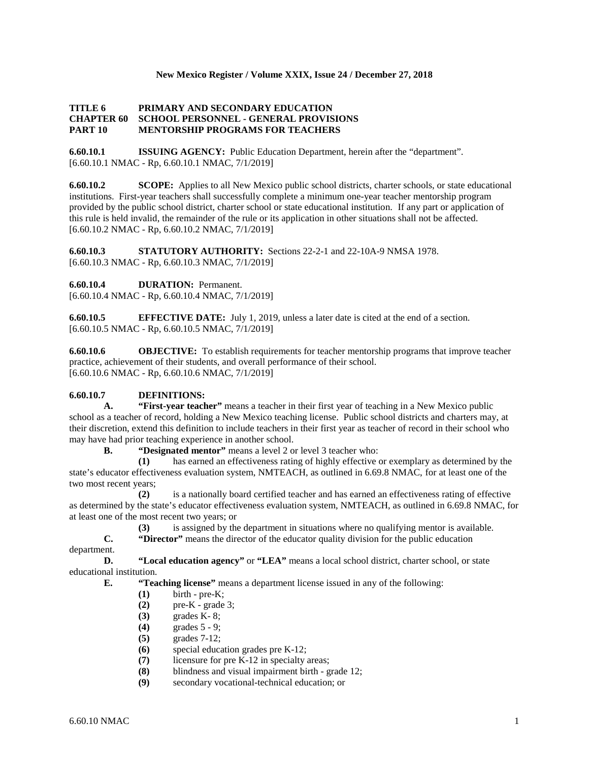**TITLE 6 PRIMARY AND SECONDARY EDUCATION**
**CHAPTER 60 SCHOOL PERSONNEL - GENERAL PROVISIONS**
**PART 10 MENTORSHIP PROGRAMS FOR TEACHERS**

**6.60.10.1 ISSUING AGENCY:** Public Education Department, herein after the "department".
[6.60.10.1 NMAC - Rp, 6.60.10.1 NMAC, 7/1/2019]

**6.60.10.2 SCOPE:** Applies to all New Mexico public school districts, charter schools, or state educational institutions. First-year teachers shall successfully complete a minimum one-year teacher mentorship program provided by the public school district, charter school or state educational institution. If any part or application of this rule is held invalid, the remainder of the rule or its application in other situations shall not be affected.
[6.60.10.2 NMAC - Rp, 6.60.10.2 NMAC, 7/1/2019]

**6.60.10.3 STATUTORY AUTHORITY:** Sections 22-2-1 and 22-10A-9 NMSA 1978.
[6.60.10.3 NMAC - Rp, 6.60.10.3 NMAC, 7/1/2019]

**6.60.10.4 DURATION:** Permanent.
[6.60.10.4 NMAC - Rp, 6.60.10.4 NMAC, 7/1/2019]

**6.60.10.5 EFFECTIVE DATE:** July 1, 2019, unless a later date is cited at the end of a section.
[6.60.10.5 NMAC - Rp, 6.60.10.5 NMAC, 7/1/2019]

**6.60.10.6 OBJECTIVE:** To establish requirements for teacher mentorship programs that improve teacher practice, achievement of their students, and overall performance of their school.
[6.60.10.6 NMAC - Rp, 6.60.10.6 NMAC, 7/1/2019]

**6.60.10.7 DEFINITIONS:**

**A. "First-year teacher"** means a teacher in their first year of teaching in a New Mexico public school as a teacher of record, holding a New Mexico teaching license. Public school districts and charters may, at their discretion, extend this definition to include teachers in their first year as teacher of record in their school who may have had prior teaching experience in another school.

**B. "Designated mentor"** means a level 2 or level 3 teacher who:

**(1)** has earned an effectiveness rating of highly effective or exemplary as determined by the state's educator effectiveness evaluation system, NMTEACH, as outlined in 6.69.8 NMAC, for at least one of the two most recent years;

**(2)** is a nationally board certified teacher and has earned an effectiveness rating of effective as determined by the state's educator effectiveness evaluation system, NMTEACH, as outlined in 6.69.8 NMAC, for at least one of the most recent two years; or

**(3)** is assigned by the department in situations where no qualifying mentor is available.

**C. "Director"** means the director of the educator quality division for the public education department.

**D. "Local education agency"** or **"LEA"** means a local school district, charter school, or state educational institution.

**E. "Teaching license"** means a department license issued in any of the following:

**(1)** birth - pre-K;
**(2)** pre-K - grade 3;
**(3)** grades K- 8;
**(4)** grades 5 - 9;
**(5)** grades 7-12;
**(6)** special education grades pre K-12;
**(7)** licensure for pre K-12 in specialty areas;
**(8)** blindness and visual impairment birth - grade 12;
**(9)** secondary vocational-technical education; or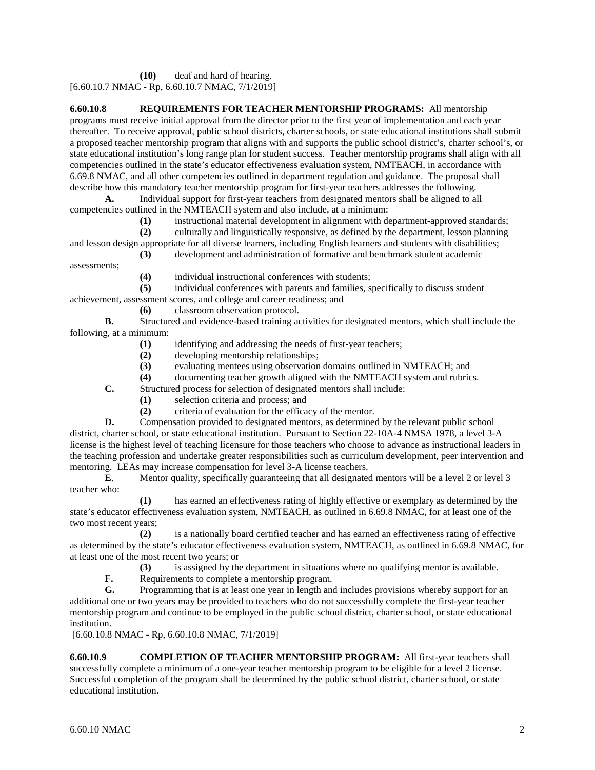(10) deaf and hard of hearing.
[6.60.10.7 NMAC - Rp, 6.60.10.7 NMAC, 7/1/2019]

**6.60.10.8 REQUIREMENTS FOR TEACHER MENTORSHIP PROGRAMS:** All mentorship programs must receive initial approval from the director prior to the first year of implementation and each year thereafter. To receive approval, public school districts, charter schools, or state educational institutions shall submit a proposed teacher mentorship program that aligns with and supports the public school district's, charter school's, or state educational institution's long range plan for student success. Teacher mentorship programs shall align with all competencies outlined in the state's educator effectiveness evaluation system, NMTEACH, in accordance with 6.69.8 NMAC, and all other competencies outlined in department regulation and guidance. The proposal shall describe how this mandatory teacher mentorship program for first-year teachers addresses the following.

**A.** Individual support for first-year teachers from designated mentors shall be aligned to all competencies outlined in the NMTEACH system and also include, at a minimum:

**(1)** instructional material development in alignment with department-approved standards;

**(2)** culturally and linguistically responsive, as defined by the department, lesson planning and lesson design appropriate for all diverse learners, including English learners and students with disabilities;

**(3)** development and administration of formative and benchmark student academic assessments;

**(4)** individual instructional conferences with students;

**(5)** individual conferences with parents and families, specifically to discuss student achievement, assessment scores, and college and career readiness; and

**(6)** classroom observation protocol.

**B.** Structured and evidence-based training activities for designated mentors, which shall include the following, at a minimum:

**(1)** identifying and addressing the needs of first-year teachers;

**(2)** developing mentorship relationships;

**(3)** evaluating mentees using observation domains outlined in NMTEACH; and

**(4)** documenting teacher growth aligned with the NMTEACH system and rubrics.

**C.** Structured process for selection of designated mentors shall include:

**(1)** selection criteria and process; and

**(2)** criteria of evaluation for the efficacy of the mentor.

**D.** Compensation provided to designated mentors, as determined by the relevant public school district, charter school, or state educational institution. Pursuant to Section 22-10A-4 NMSA 1978, a level 3-A license is the highest level of teaching licensure for those teachers who choose to advance as instructional leaders in the teaching profession and undertake greater responsibilities such as curriculum development, peer intervention and mentoring. LEAs may increase compensation for level 3-A license teachers.

**E**. Mentor quality, specifically guaranteeing that all designated mentors will be a level 2 or level 3 teacher who:

**(1)** has earned an effectiveness rating of highly effective or exemplary as determined by the state's educator effectiveness evaluation system, NMTEACH, as outlined in 6.69.8 NMAC, for at least one of the two most recent years;

**(2)** is a nationally board certified teacher and has earned an effectiveness rating of effective as determined by the state's educator effectiveness evaluation system, NMTEACH, as outlined in 6.69.8 NMAC, for at least one of the most recent two years; or

**(3)** is assigned by the department in situations where no qualifying mentor is available.

**F.** Requirements to complete a mentorship program.

**G.** Programming that is at least one year in length and includes provisions whereby support for an additional one or two years may be provided to teachers who do not successfully complete the first-year teacher mentorship program and continue to be employed in the public school district, charter school, or state educational institution.

[6.60.10.8 NMAC - Rp, 6.60.10.8 NMAC, 7/1/2019]

**6.60.10.9 COMPLETION OF TEACHER MENTORSHIP PROGRAM:** All first-year teachers shall successfully complete a minimum of a one-year teacher mentorship program to be eligible for a level 2 license. Successful completion of the program shall be determined by the public school district, charter school, or state educational institution.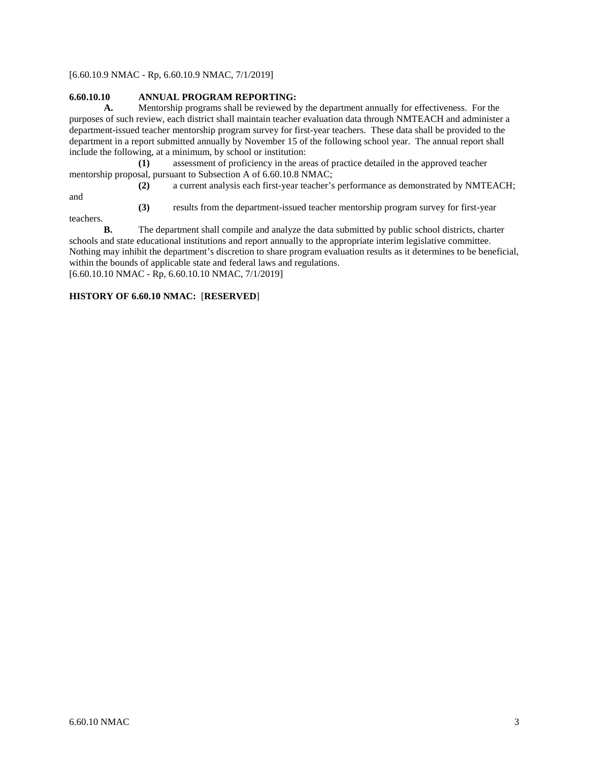[6.60.10.9 NMAC - Rp, 6.60.10.9 NMAC, 7/1/2019]

**6.60.10.10 ANNUAL PROGRAM REPORTING:**

**A.** Mentorship programs shall be reviewed by the department annually for effectiveness. For the purposes of such review, each district shall maintain teacher evaluation data through NMTEACH and administer a department-issued teacher mentorship program survey for first-year teachers. These data shall be provided to the department in a report submitted annually by November 15 of the following school year. The annual report shall include the following, at a minimum, by school or institution:

**(1)** assessment of proficiency in the areas of practice detailed in the approved teacher mentorship proposal, pursuant to Subsection A of 6.60.10.8 NMAC;

**(2)** a current analysis each first-year teacher's performance as demonstrated by NMTEACH; and

**(3)** results from the department-issued teacher mentorship program survey for first-year teachers.

**B.** The department shall compile and analyze the data submitted by public school districts, charter schools and state educational institutions and report annually to the appropriate interim legislative committee. Nothing may inhibit the department's discretion to share program evaluation results as it determines to be beneficial, within the bounds of applicable state and federal laws and regulations.

[6.60.10.10 NMAC - Rp, 6.60.10.10 NMAC, 7/1/2019]

**HISTORY OF 6.60.10 NMAC:** [**RESERVED**]